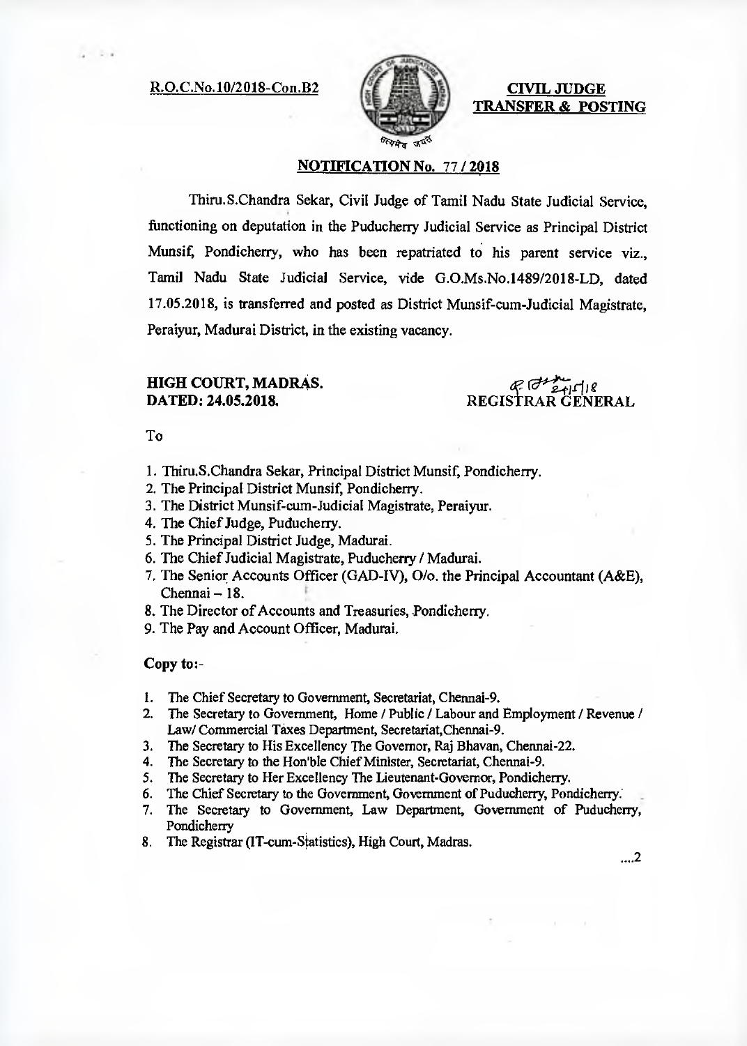R.O.C.No.10/2018-Con.B2

**CIVIL JUDGE**
**TRANSFER & POSTING**

## NOTIFICATION No. 77 / 2018

Thiru.S.Chandra Sekar, Civil Judge of Tamil Nadu State Judicial Service, functioning on deputation in the Puducherry Judicial Service as Principal District Munsif, Pondicherry, who has been repatriated to his parent service viz., Tamil Nadu State Judicial Service, vide G.O.Ms.No.1489/2018-LD, dated 17.05.2018, is transferred and posted as District Munsif-cum-Judicial Magistrate, Peraiyur, Madurai District, in the existing vacancy.

**HIGH COURT, MADRAS.**
**DATED: 24.05.2018.**

24/5/18
REGISTRAR GENERAL

To

1. Thiru.S.Chandra Sekar, Principal District Munsif, Pondicherry.
2. The Principal District Munsif, Pondicherry.
3. The District Munsif-cum-Judicial Magistrate, Peraiyur.
4. The Chief Judge, Puducherry.
5. The Principal District Judge, Madurai.
6. The Chief Judicial Magistrate, Puducherry / Madurai.
7. The Senior Accounts Officer (GAD-IV), O/o. the Principal Accountant (A&E), Chennai – 18.
8. The Director of Accounts and Treasuries, Pondicherry.
9. The Pay and Account Officer, Madurai.

**Copy to:-**

1. The Chief Secretary to Government, Secretariat, Chennai-9.
2. The Secretary to Government, Home / Public / Labour and Employment / Revenue / Law/ Commercial Taxes Department, Secretariat,Chennai-9.
3. The Secretary to His Excellency The Governor, Raj Bhavan, Chennai-22.
4. The Secretary to the Hon'ble Chief Minister, Secretariat, Chennai-9.
5. The Secretary to Her Excellency The Lieutenant-Governor, Pondicherry.
6. The Chief Secretary to the Government, Government of Puducherry, Pondicherry.
7. The Secretary to Government, Law Department, Government of Puducherry, Pondicherry
8. The Registrar (IT-cum-Statistics), High Court, Madras.

....2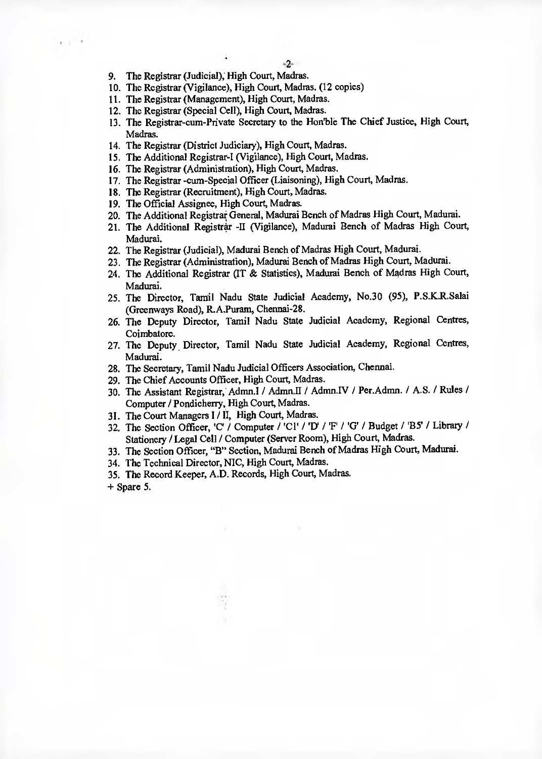9. The Registrar (Judicial), High Court, Madras.
10. The Registrar (Vigilance), High Court, Madras. (12 copies)
11. The Registrar (Management), High Court, Madras.
12. The Registrar (Special Cell), High Court, Madras.
13. The Registrar-cum-Private Secretary to the Hon'ble The Chief Justice, High Court, Madras.
14. The Registrar (District Judiciary), High Court, Madras.
15. The Additional Registrar-I (Vigilance), High Court, Madras.
16. The Registrar (Administration), High Court, Madras.
17. The Registrar -cum-Special Officer (Liaisoning), High Court, Madras.
18. The Registrar (Recruitment), High Court, Madras.
19. The Official Assignee, High Court, Madras.
20. The Additional Registrar General, Madurai Bench of Madras High Court, Madurai.
21. The Additional Registrar -II (Vigilance), Madurai Bench of Madras High Court, Madurai.
22. The Registrar (Judicial), Madurai Bench of Madras High Court, Madurai.
23. The Registrar (Administration), Madurai Bench of Madras High Court, Madurai.
24. The Additional Registrar (IT & Statistics), Madurai Bench of Madras High Court, Madurai.
25. The Director, Tamil Nadu State Judicial Academy, No.30 (95), P.S.K.R.Salai (Greenways Road), R.A.Puram, Chennai-28.
26. The Deputy Director, Tamil Nadu State Judicial Academy, Regional Centres, Coimbatore.
27. The Deputy Director, Tamil Nadu State Judicial Academy, Regional Centres, Madurai.
28. The Secretary, Tamil Nadu Judicial Officers Association, Chennai.
29. The Chief Accounts Officer, High Court, Madras.
30. The Assistant Registrar, Admn.I / Admn.II / Admn.IV / Per.Admn. / A.S. / Rules / Computer / Pondicherry, High Court, Madras.
31. The Court Managers I / II, High Court, Madras.
32. The Section Officer, 'C' / Computer / 'C1' / 'D' / 'F' / 'G' / Budget / 'B5' / Library / Stationery / Legal Cell / Computer (Server Room), High Court, Madras.
33. The Section Officer, "B" Section, Madurai Bench of Madras High Court, Madurai.
34. The Technical Director, NIC, High Court, Madras.
35. The Record Keeper, A.D. Records, High Court, Madras.

+ Spare 5.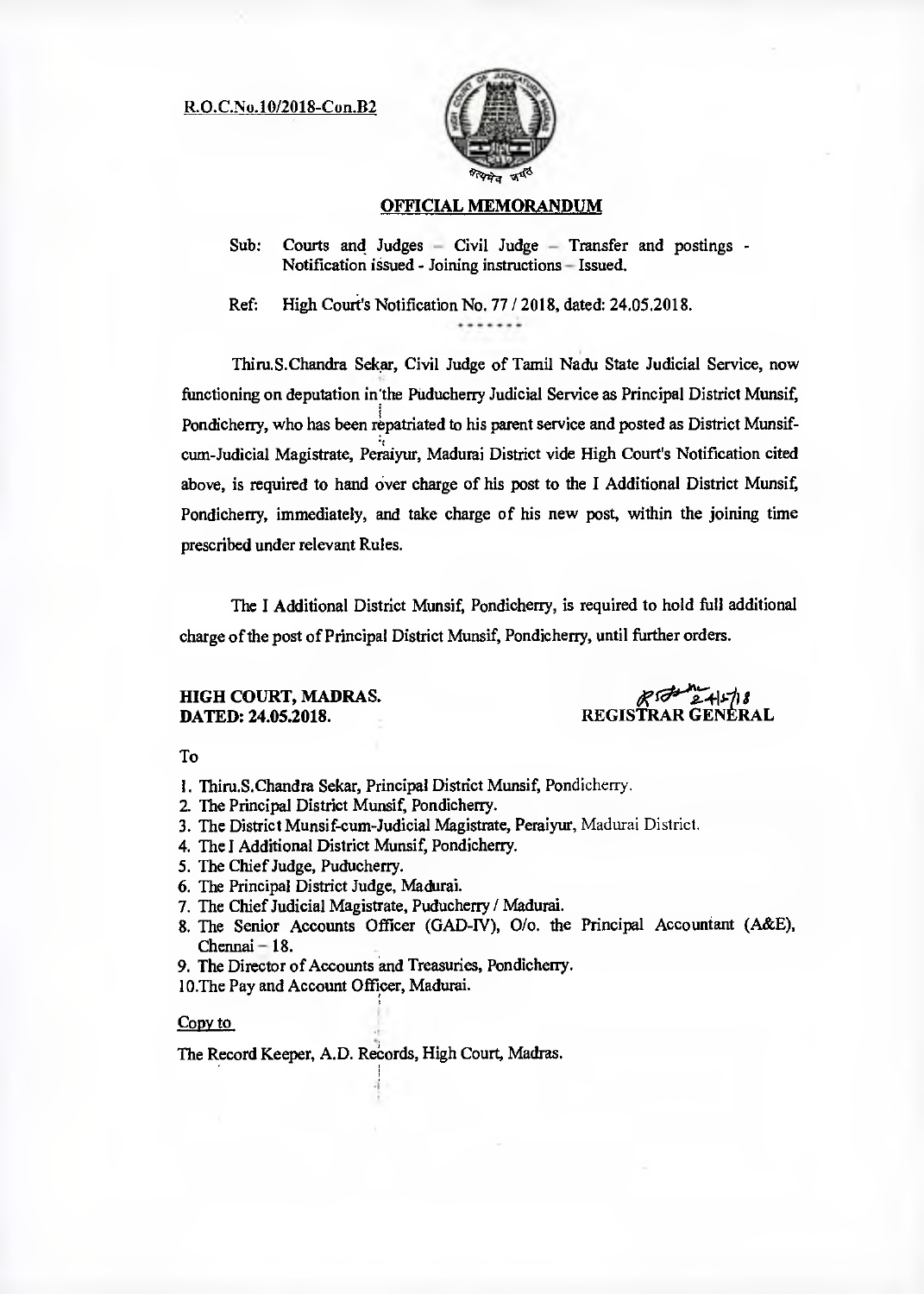R.O.C.No.10/2018-Con.B2

## OFFICIAL MEMORANDUM

Sub: Courts and Judges – Civil Judge – Transfer and postings - Notification issued - Joining instructions – Issued.

Ref: High Court's Notification No. 77 / 2018, dated: 24.05.2018.

\*\*\*\*\*\*\*

Thiru.S.Chandra Sekar, Civil Judge of Tamil Nadu State Judicial Service, now functioning on deputation in the Puducherry Judicial Service as Principal District Munsif, Pondicherry, who has been repatriated to his parent service and posted as District Munsif-cum-Judicial Magistrate, Peraiyur, Madurai District vide High Court's Notification cited above, is required to hand over charge of his post to the I Additional District Munsif, Pondicherry, immediately, and take charge of his new post, within the joining time prescribed under relevant Rules.

The I Additional District Munsif, Pondicherry, is required to hold full additional charge of the post of Principal District Munsif, Pondicherry, until further orders.

**HIGH COURT, MADRAS.**
**DATED: 24.05.2018.**

24/5/18
**REGISTRAR GENERAL**

To

1. Thiru.S.Chandra Sekar, Principal District Munsif, Pondicherry.
2. The Principal District Munsif, Pondicherry.
3. The District Munsif-cum-Judicial Magistrate, Peraiyur, Madurai District.
4. The I Additional District Munsif, Pondicherry.
5. The Chief Judge, Puducherry.
6. The Principal District Judge, Madurai.
7. The Chief Judicial Magistrate, Puducherry / Madurai.
8. The Senior Accounts Officer (GAD-IV), O/o. the Principal Accountant (A&E), Chennai – 18.
9. The Director of Accounts and Treasuries, Pondicherry.
10. The Pay and Account Officer, Madurai.

Copy to

The Record Keeper, A.D. Records, High Court, Madras.